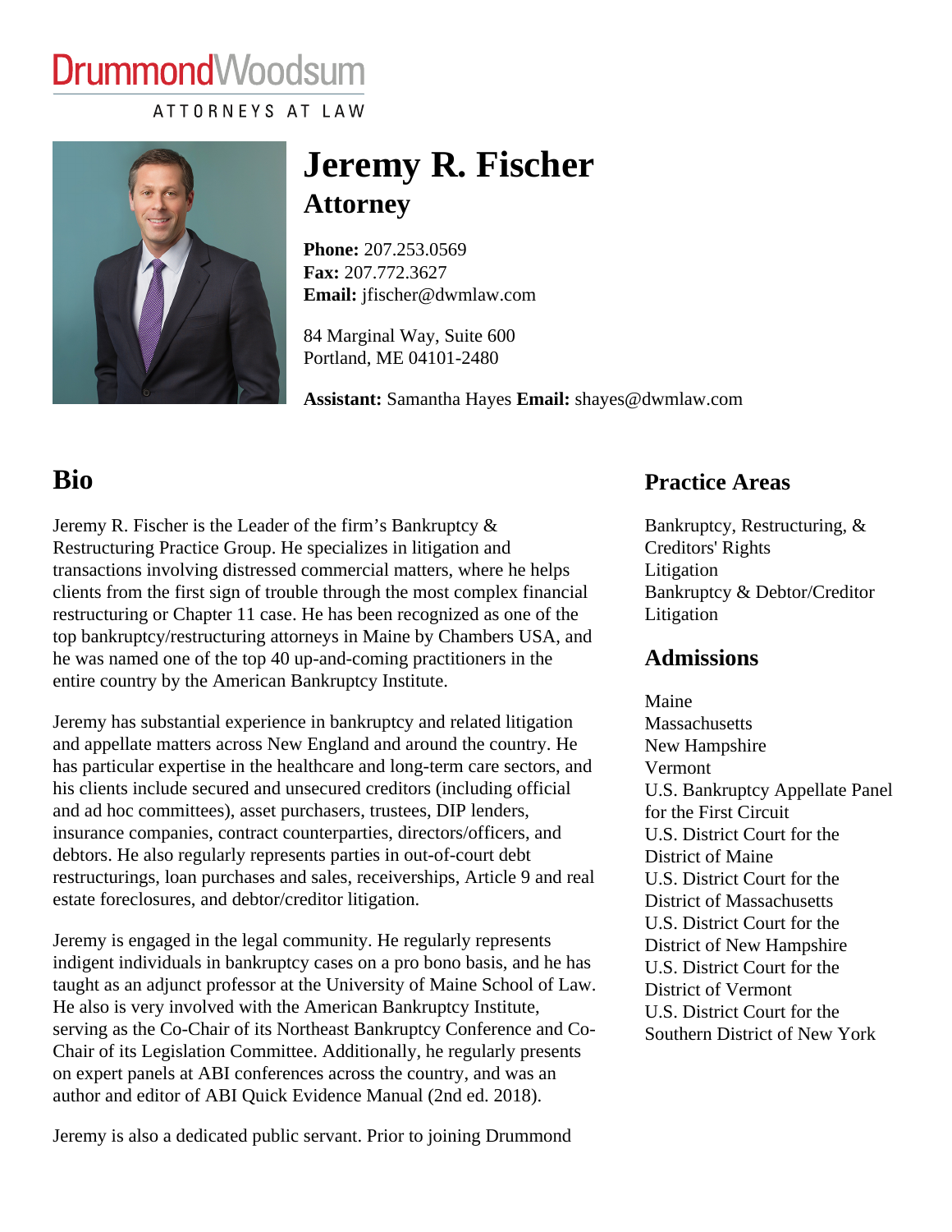DrummondWoodsum

ATTORNEYS AT LAW

# Jeremy R. Fischer

## Attorney

**Phone:** 207.253.0569
**Fax:** 207.772.3627
**Email:** jfischer@dwmlaw.com

84 Marginal Way, Suite 600
Portland, ME 04101-2480

**Assistant:** Samantha Hayes **Email:** shayes@dwmlaw.com

## Bio

Jeremy R. Fischer is the Leader of the firm’s Bankruptcy & Restructuring Practice Group. He specializes in litigation and transactions involving distressed commercial matters, where he helps clients from the first sign of trouble through the most complex financial restructuring or Chapter 11 case. He has been recognized as one of the top bankruptcy/restructuring attorneys in Maine by Chambers USA, and he was named one of the top 40 up-and-coming practitioners in the entire country by the American Bankruptcy Institute.

Jeremy has substantial experience in bankruptcy and related litigation and appellate matters across New England and around the country. He has particular expertise in the healthcare and long-term care sectors, and his clients include secured and unsecured creditors (including official and ad hoc committees), asset purchasers, trustees, DIP lenders, insurance companies, contract counterparties, directors/officers, and debtors. He also regularly represents parties in out-of-court debt restructurings, loan purchases and sales, receiverships, Article 9 and real estate foreclosures, and debtor/creditor litigation.

Jeremy is engaged in the legal community. He regularly represents indigent individuals in bankruptcy cases on a pro bono basis, and he has taught as an adjunct professor at the University of Maine School of Law. He also is very involved with the American Bankruptcy Institute, serving as the Co-Chair of its Northeast Bankruptcy Conference and Co-Chair of its Legislation Committee. Additionally, he regularly presents on expert panels at ABI conferences across the country, and was an author and editor of ABI Quick Evidence Manual (2nd ed. 2018).

Jeremy is also a dedicated public servant. Prior to joining Drummond

## Practice Areas

Bankruptcy, Restructuring, & Creditors' Rights
Litigation
Bankruptcy & Debtor/Creditor Litigation

## Admissions

Maine
Massachusetts
New Hampshire
Vermont
U.S. Bankruptcy Appellate Panel for the First Circuit
U.S. District Court for the District of Maine
U.S. District Court for the District of Massachusetts
U.S. District Court for the District of New Hampshire
U.S. District Court for the District of Vermont
U.S. District Court for the Southern District of New York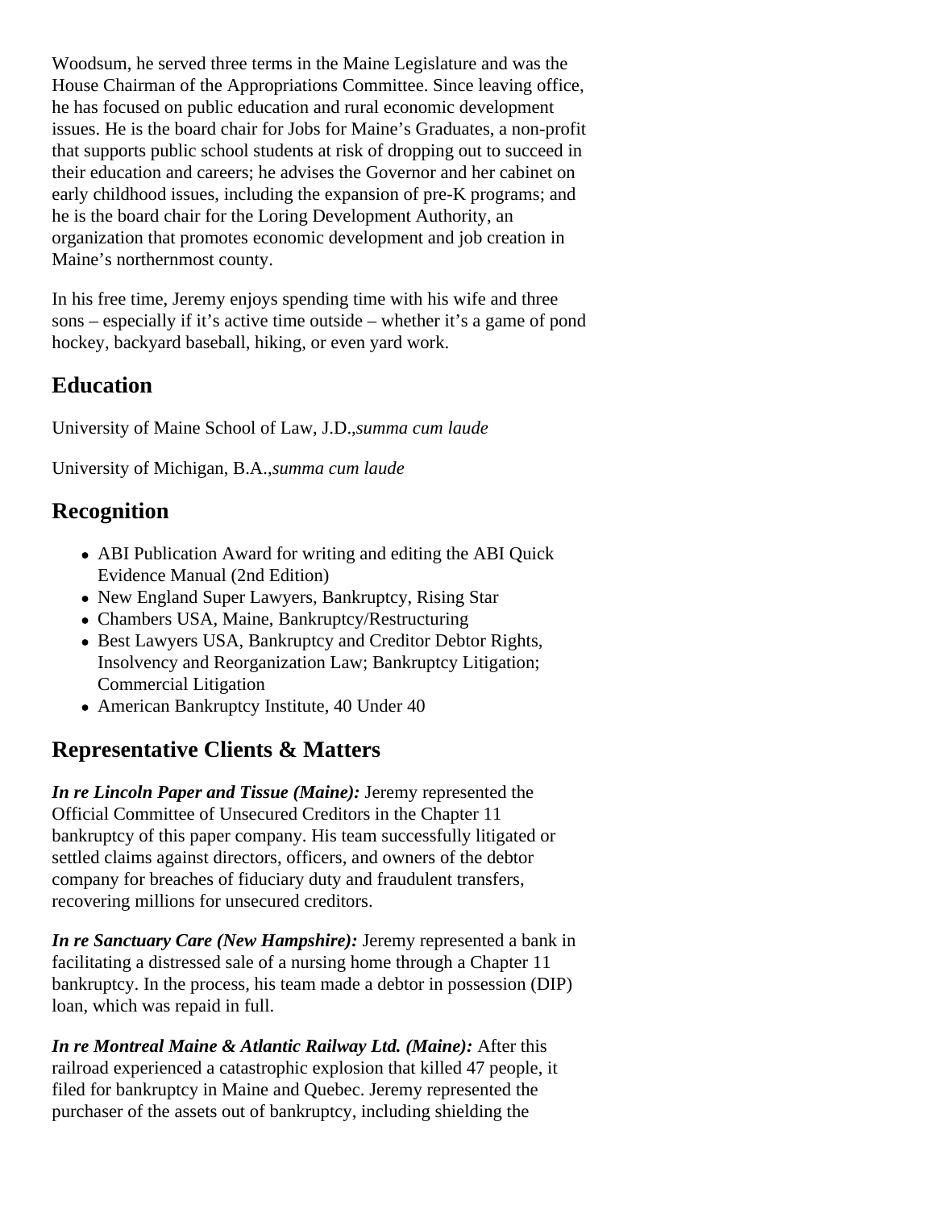Woodsum, he served three terms in the Maine Legislature and was the House Chairman of the Appropriations Committee. Since leaving office, he has focused on public education and rural economic development issues. He is the board chair for Jobs for Maine's Graduates, a non-profit that supports public school students at risk of dropping out to succeed in their education and careers; he advises the Governor and her cabinet on early childhood issues, including the expansion of pre-K programs; and he is the board chair for the Loring Development Authority, an organization that promotes economic development and job creation in Maine's northernmost county.

In his free time, Jeremy enjoys spending time with his wife and three sons – especially if it's active time outside – whether it's a game of pond hockey, backyard baseball, hiking, or even yard work.

## Education

University of Maine School of Law, J.D.,*summa cum laude*

University of Michigan, B.A.,*summa cum laude*

## Recognition

- ABI Publication Award for writing and editing the ABI Quick Evidence Manual (2nd Edition)
- New England Super Lawyers, Bankruptcy, Rising Star
- Chambers USA, Maine, Bankruptcy/Restructuring
- Best Lawyers USA, Bankruptcy and Creditor Debtor Rights, Insolvency and Reorganization Law; Bankruptcy Litigation; Commercial Litigation
- American Bankruptcy Institute, 40 Under 40

## Representative Clients & Matters

***In re Lincoln Paper and Tissue (Maine):*** Jeremy represented the Official Committee of Unsecured Creditors in the Chapter 11 bankruptcy of this paper company. His team successfully litigated or settled claims against directors, officers, and owners of the debtor company for breaches of fiduciary duty and fraudulent transfers, recovering millions for unsecured creditors.

***In re Sanctuary Care (New Hampshire):*** Jeremy represented a bank in facilitating a distressed sale of a nursing home through a Chapter 11 bankruptcy. In the process, his team made a debtor in possession (DIP) loan, which was repaid in full.

***In re Montreal Maine & Atlantic Railway Ltd. (Maine):*** After this railroad experienced a catastrophic explosion that killed 47 people, it filed for bankruptcy in Maine and Quebec. Jeremy represented the purchaser of the assets out of bankruptcy, including shielding the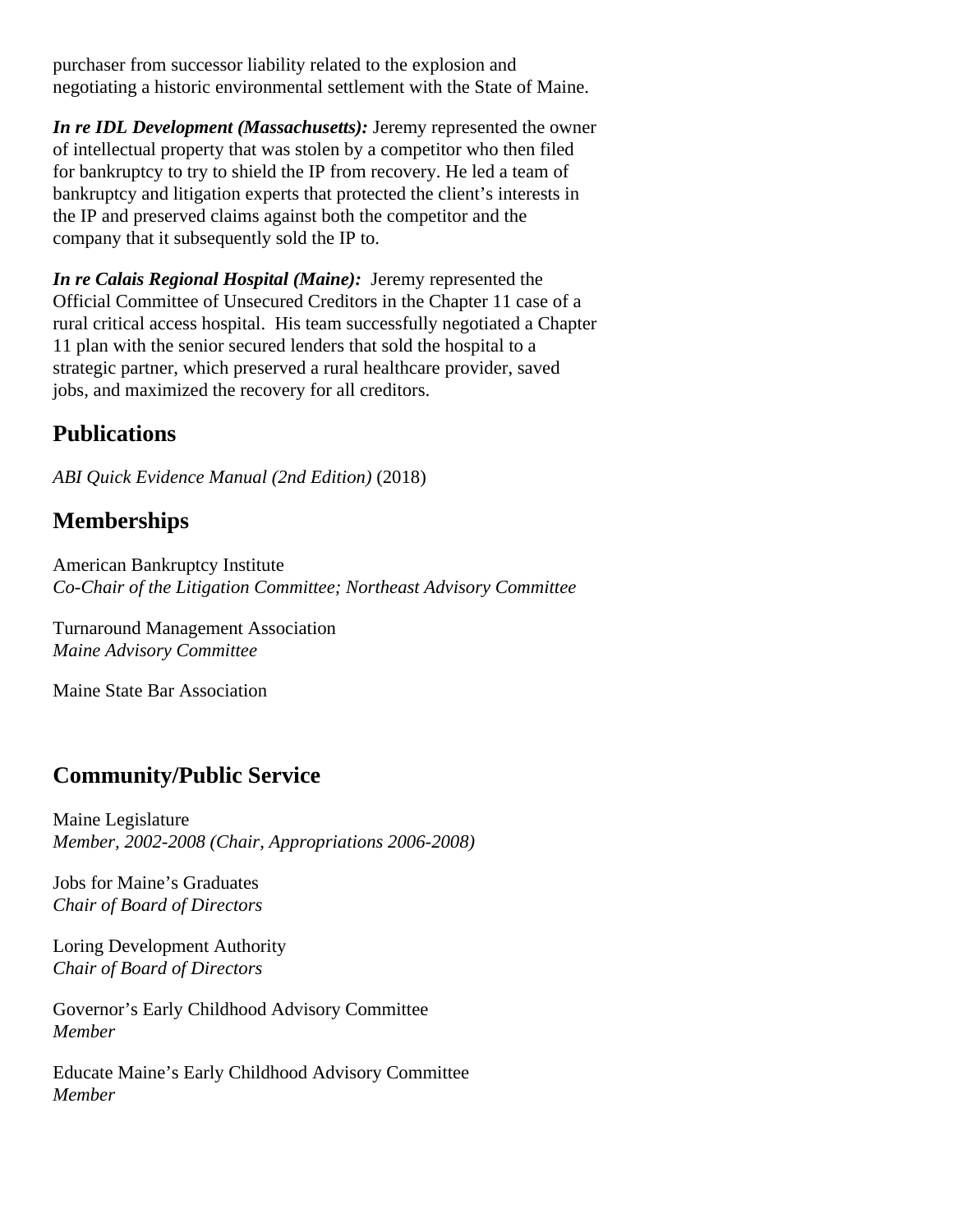purchaser from successor liability related to the explosion and negotiating a historic environmental settlement with the State of Maine.

***In re IDL Development (Massachusetts):*** Jeremy represented the owner of intellectual property that was stolen by a competitor who then filed for bankruptcy to try to shield the IP from recovery. He led a team of bankruptcy and litigation experts that protected the client's interests in the IP and preserved claims against both the competitor and the company that it subsequently sold the IP to.

***In re Calais Regional Hospital (Maine):*** Jeremy represented the Official Committee of Unsecured Creditors in the Chapter 11 case of a rural critical access hospital. His team successfully negotiated a Chapter 11 plan with the senior secured lenders that sold the hospital to a strategic partner, which preserved a rural healthcare provider, saved jobs, and maximized the recovery for all creditors.

## Publications

*ABI Quick Evidence Manual (2nd Edition)* (2018)

## Memberships

American Bankruptcy Institute
*Co-Chair of the Litigation Committee; Northeast Advisory Committee*

Turnaround Management Association
*Maine Advisory Committee*

Maine State Bar Association

## Community/Public Service

Maine Legislature
*Member, 2002-2008 (Chair, Appropriations 2006-2008)*

Jobs for Maine's Graduates
*Chair of Board of Directors*

Loring Development Authority
*Chair of Board of Directors*

Governor's Early Childhood Advisory Committee
*Member*

Educate Maine's Early Childhood Advisory Committee
*Member*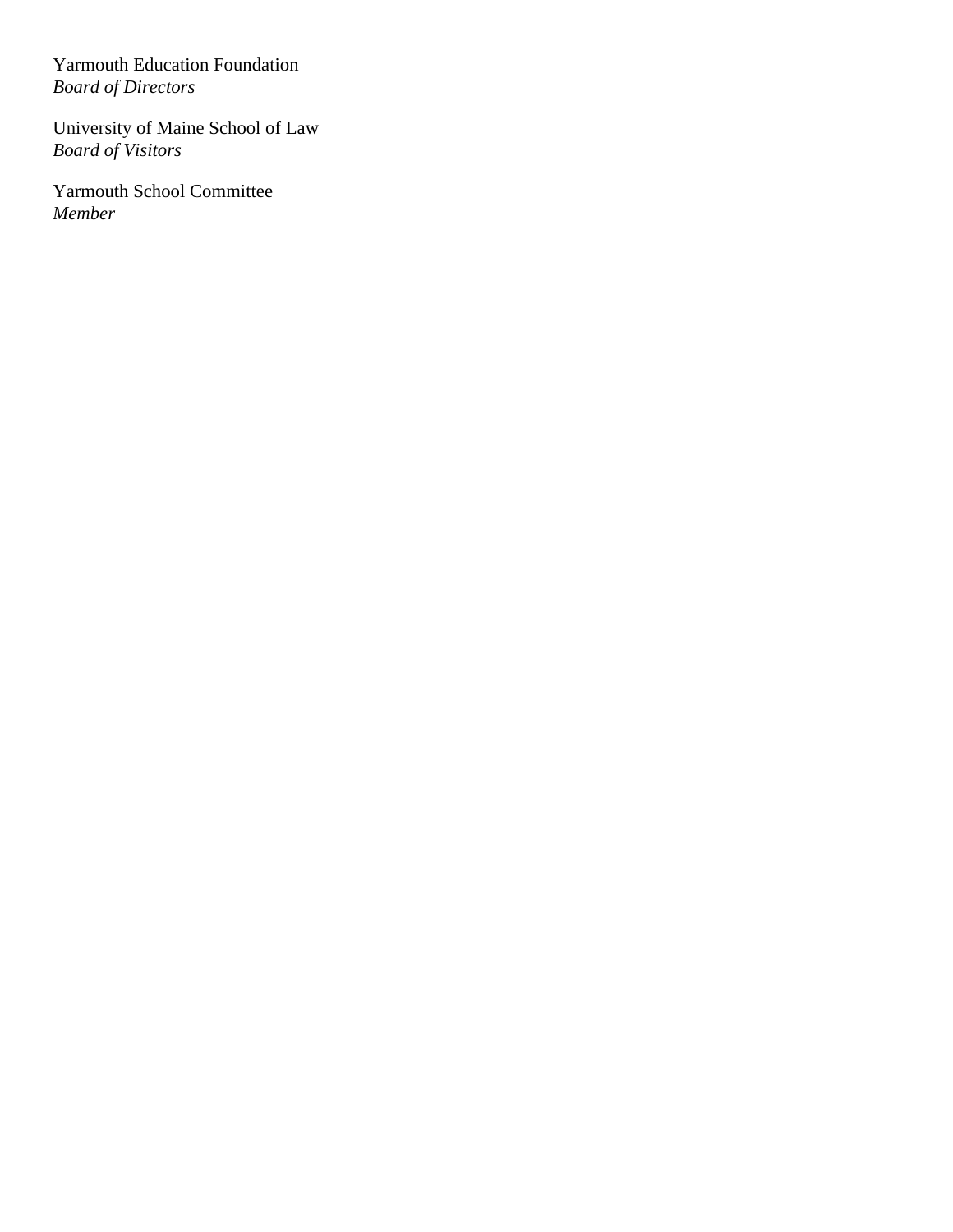Yarmouth Education Foundation
*Board of Directors*

University of Maine School of Law
*Board of Visitors*

Yarmouth School Committee
*Member*